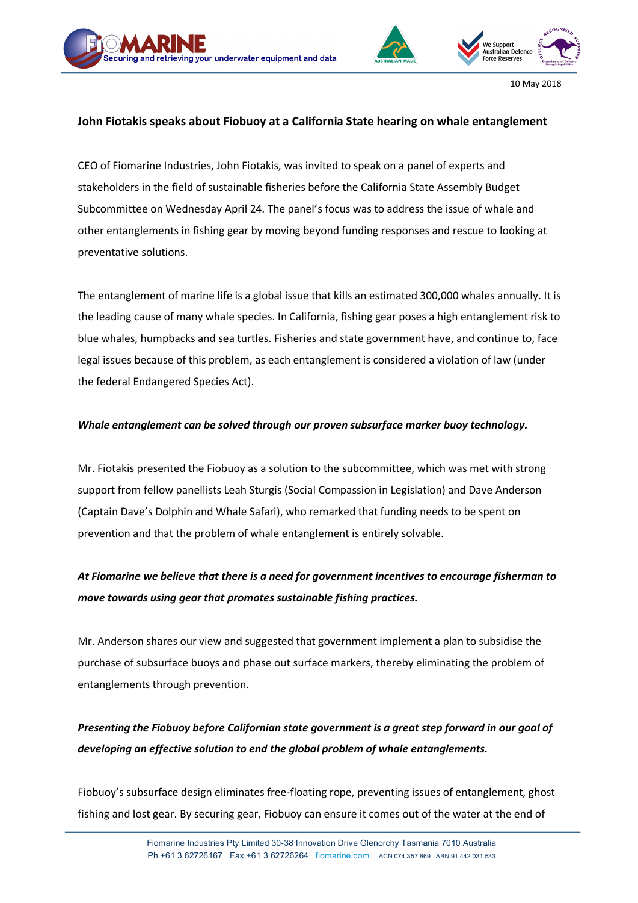10 May 2018

## John Fiotakis speaks about Fiobuoy at a California State hearing on whale entanglement

CEO of Fiomarine Industries, John Fiotakis, was invited to speak on a panel of experts and stakeholders in the field of sustainable fisheries before the California State Assembly Budget Subcommittee on Wednesday April 24. The panel's focus was to address the issue of whale and other entanglements in fishing gear by moving beyond funding responses and rescue to looking at preventative solutions.

The entanglement of marine life is a global issue that kills an estimated 300,000 whales annually. It is the leading cause of many whale species. In California, fishing gear poses a high entanglement risk to blue whales, humpbacks and sea turtles. Fisheries and state government have, and continue to, face legal issues because of this problem, as each entanglement is considered a violation of law (under the federal Endangered Species Act).

***Whale entanglement can be solved through our proven subsurface marker buoy technology.***

Mr. Fiotakis presented the Fiobuoy as a solution to the subcommittee, which was met with strong support from fellow panellists Leah Sturgis (Social Compassion in Legislation) and Dave Anderson (Captain Dave's Dolphin and Whale Safari), who remarked that funding needs to be spent on prevention and that the problem of whale entanglement is entirely solvable.

***At Fiomarine we believe that there is a need for government incentives to encourage fisherman to move towards using gear that promotes sustainable fishing practices.***

Mr. Anderson shares our view and suggested that government implement a plan to subsidise the purchase of subsurface buoys and phase out surface markers, thereby eliminating the problem of entanglements through prevention.

***Presenting the Fiobuoy before Californian state government is a great step forward in our goal of developing an effective solution to end the global problem of whale entanglements.***

Fiobuoy's subsurface design eliminates free-floating rope, preventing issues of entanglement, ghost fishing and lost gear. By securing gear, Fiobuoy can ensure it comes out of the water at the end of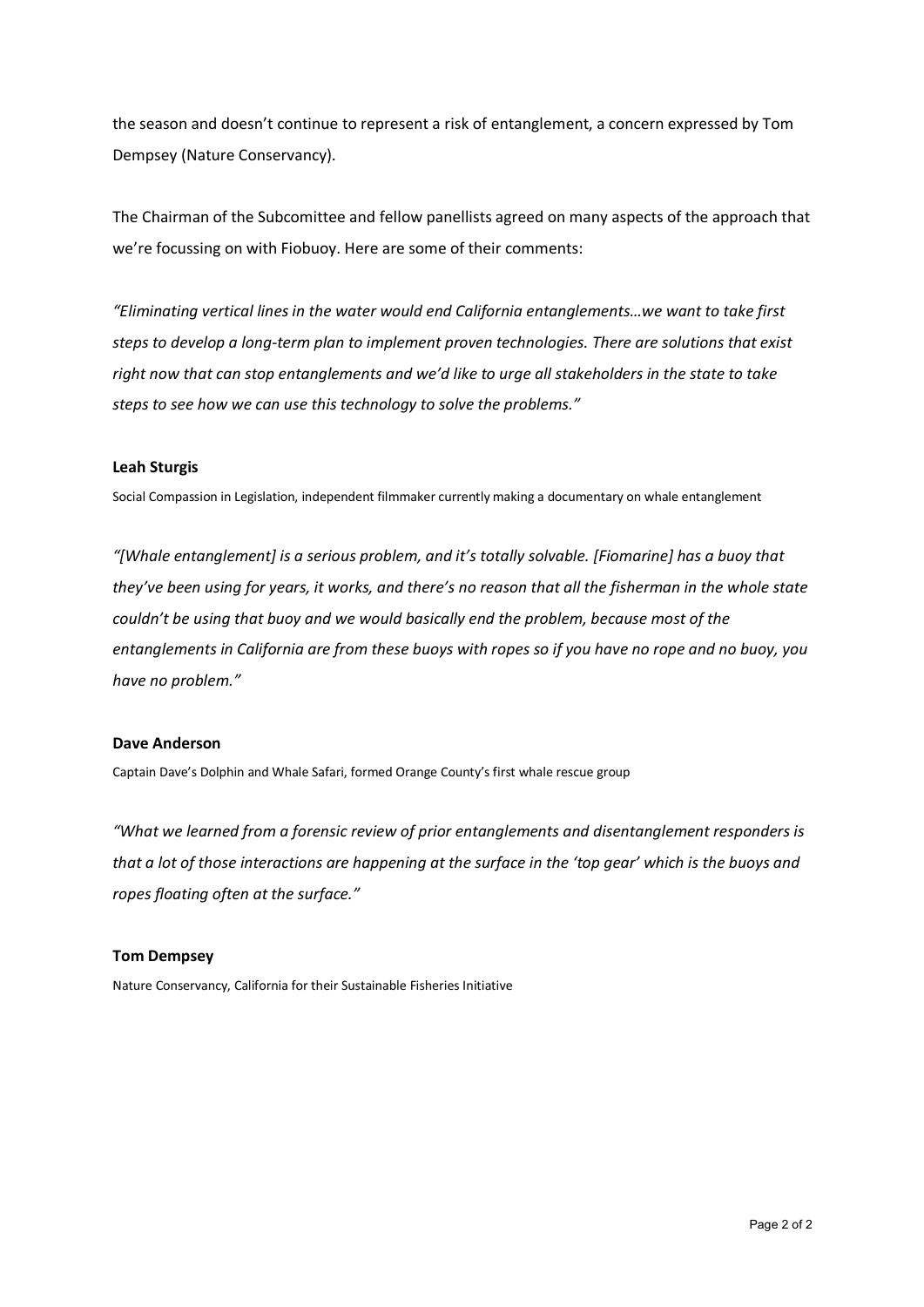the season and doesn't continue to represent a risk of entanglement, a concern expressed by Tom Dempsey (Nature Conservancy).

The Chairman of the Subcomittee and fellow panellists agreed on many aspects of the approach that we're focussing on with Fiobuoy. Here are some of their comments:

*"Eliminating vertical lines in the water would end California entanglements…we want to take first steps to develop a long-term plan to implement proven technologies. There are solutions that exist right now that can stop entanglements and we'd like to urge all stakeholders in the state to take steps to see how we can use this technology to solve the problems."*

**Leah Sturgis**

Social Compassion in Legislation, independent filmmaker currently making a documentary on whale entanglement

*"[Whale entanglement] is a serious problem, and it's totally solvable. [Fiomarine] has a buoy that they've been using for years, it works, and there's no reason that all the fisherman in the whole state couldn't be using that buoy and we would basically end the problem, because most of the entanglements in California are from these buoys with ropes so if you have no rope and no buoy, you have no problem."*

**Dave Anderson**

Captain Dave's Dolphin and Whale Safari, formed Orange County's first whale rescue group

*"What we learned from a forensic review of prior entanglements and disentanglement responders is that a lot of those interactions are happening at the surface in the 'top gear' which is the buoys and ropes floating often at the surface."*

**Tom Dempsey**

Nature Conservancy, California for their Sustainable Fisheries Initiative